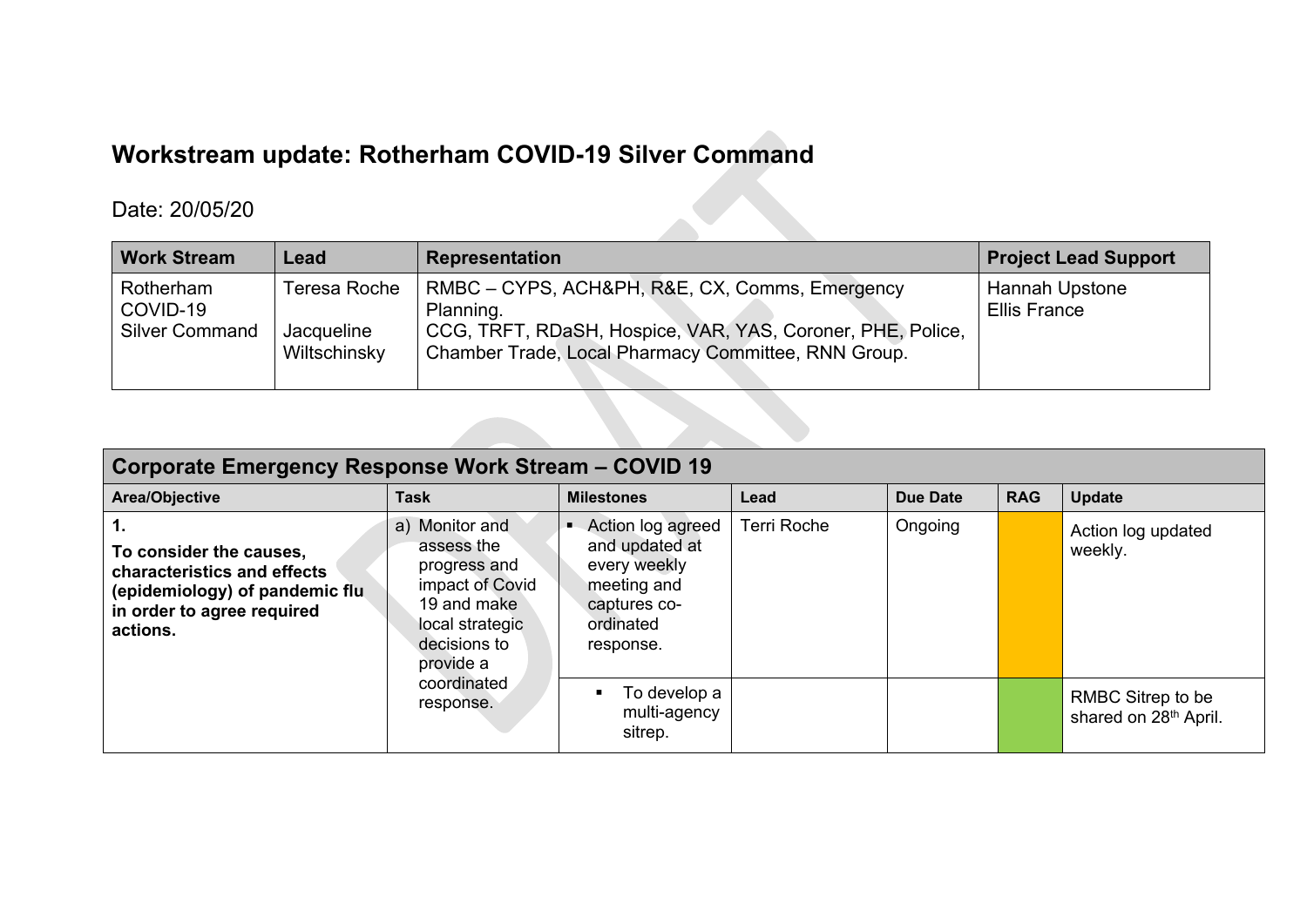# Workstream update: Rotherham COVID-19 Silver Command

Date: 20/05/20

| Work Stream | Lead | Representation | Project Lead Support |
|---|---|---|---|
| Rotherham COVID-19 Silver Command | Teresa Roche<br><br>Jacqueline Wiltschinsky | RMBC – CYPS, ACH&PH, R&E, CX, Comms, Emergency Planning.<br>CCG, TRFT, RDaSH, Hospice, VAR, YAS, Coroner, PHE, Police, Chamber Trade, Local Pharmacy Committee, RNN Group. | Hannah Upstone<br>Ellis France |

| **Corporate Emergency Response Work Stream – COVID 19** | | | | | | |
|---|---|---|---|---|---|---|
| **Area/Objective** | **Task** | **Milestones** | **Lead** | **Due Date** | **RAG** | **Update** |
| **1.**<br>**To consider the causes, characteristics and effects (epidemiology) of pandemic flu in order to agree required actions.** | a) Monitor and assess the progress and impact of Covid 19 and make local strategic decisions to provide a coordinated response. | ▪ Action log agreed and updated at every weekly meeting and captures co-ordinated response. | Terri Roche | Ongoing | | Action log updated weekly. |
| | | ▪ To develop a multi-agency sitrep. | | | | RMBC Sitrep to be shared on 28th April. |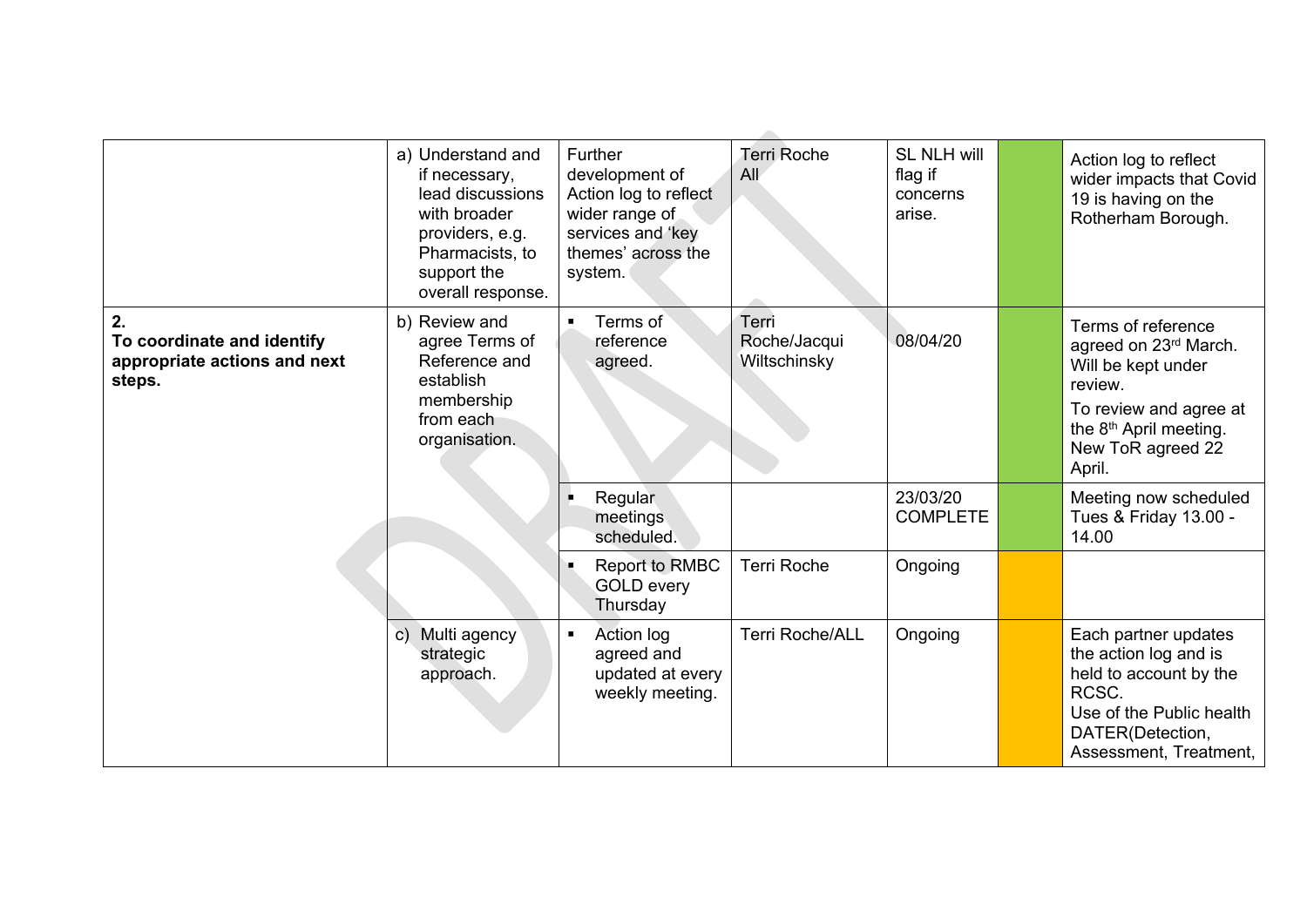| | | | | | | |
|---|---|---|---|---|---|---|
| | a) Understand and if necessary, lead discussions with broader providers, e.g. Pharmacists, to support the overall response. | Further development of Action log to reflect wider range of services and 'key themes' across the system. | Terri Roche All | SL NLH will flag if concerns arise. | | Action log to reflect wider impacts that Covid 19 is having on the Rotherham Borough. |
| **2. To coordinate and identify appropriate actions and next steps.** | b) Review and agree Terms of Reference and establish membership from each organisation. | ▪ Terms of reference agreed. | Terri Roche/Jacqui Wiltschinsky | 08/04/20 | | Terms of reference agreed on 23rd March. Will be kept under review. To review and agree at the 8th April meeting. New ToR agreed 22 April. |
| | | ▪ Regular meetings scheduled. | | 23/03/20 COMPLETE | | Meeting now scheduled Tues & Friday 13.00 - 14.00 |
| | | ▪ Report to RMBC GOLD every Thursday | Terri Roche | Ongoing | | |
| | c) Multi agency strategic approach. | ▪ Action log agreed and updated at every weekly meeting. | Terri Roche/ALL | Ongoing | | Each partner updates the action log and is held to account by the RCSC. Use of the Public health DATER(Detection, Assessment, Treatment, |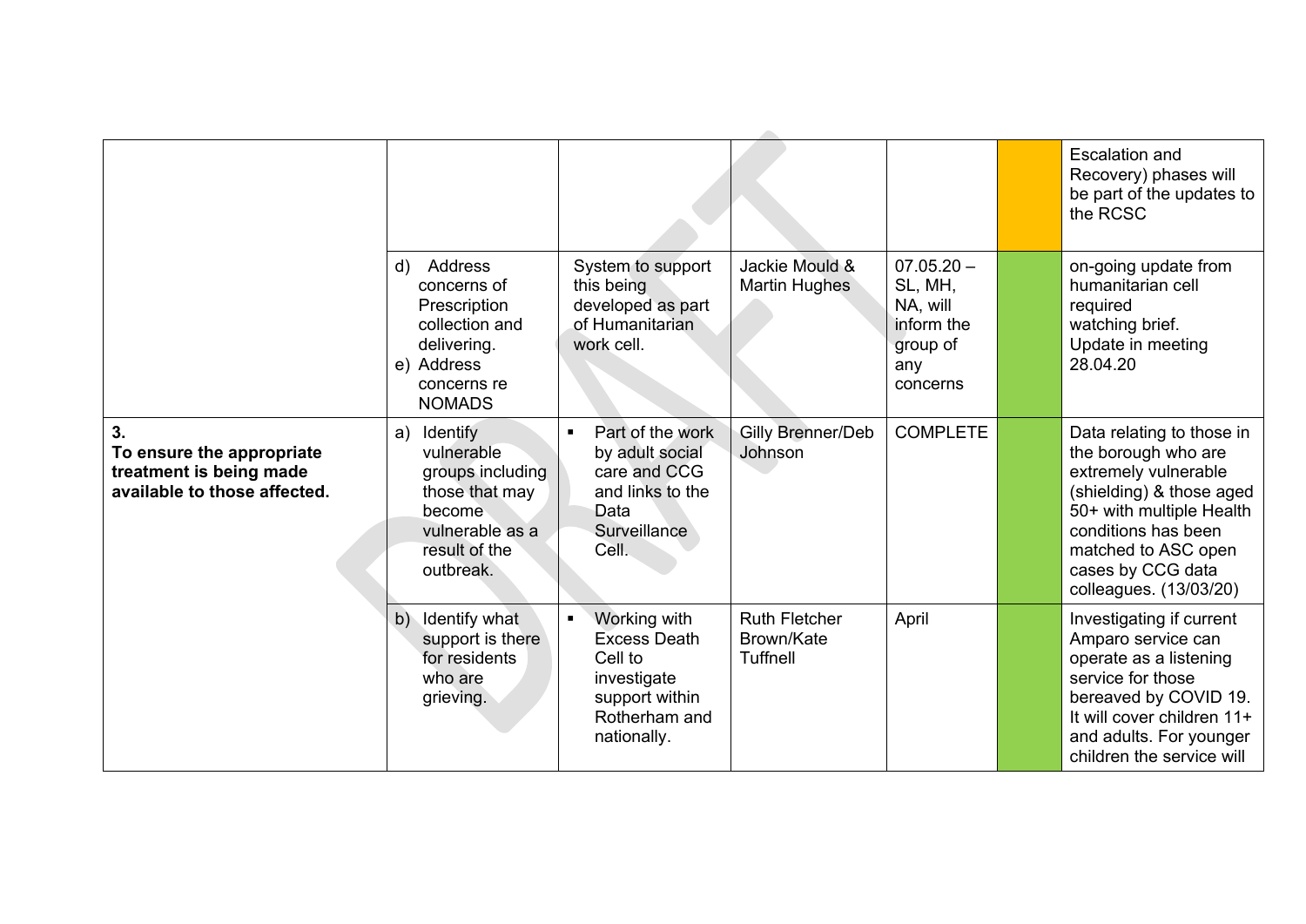| | | | | | | |
|---|---|---|---|---|---|---|
| | | | | | | Escalation and Recovery) phases will be part of the updates to the RCSC |
| | d) Address concerns of Prescription collection and delivering.<br>e) Address concerns re NOMADS | System to support this being developed as part of Humanitarian work cell. | Jackie Mould & Martin Hughes | 07.05.20 – SL, MH, NA, will inform the group of any concerns | | on-going update from humanitarian cell required watching brief. Update in meeting 28.04.20 |
| **3. To ensure the appropriate treatment is being made available to those affected.** | a) Identify vulnerable groups including those that may become vulnerable as a result of the outbreak. | ▪ Part of the work by adult social care and CCG and links to the Data Surveillance Cell. | Gilly Brenner/Deb Johnson | COMPLETE | | Data relating to those in the borough who are extremely vulnerable (shielding) & those aged 50+ with multiple Health conditions has been matched to ASC open cases by CCG data colleagues. (13/03/20) |
| | b) Identify what support is there for residents who are grieving. | ▪ Working with Excess Death Cell to investigate support within Rotherham and nationally. | Ruth Fletcher Brown/Kate Tuffnell | April | | Investigating if current Amparo service can operate as a listening service for those bereaved by COVID 19. It will cover children 11+ and adults. For younger children the service will |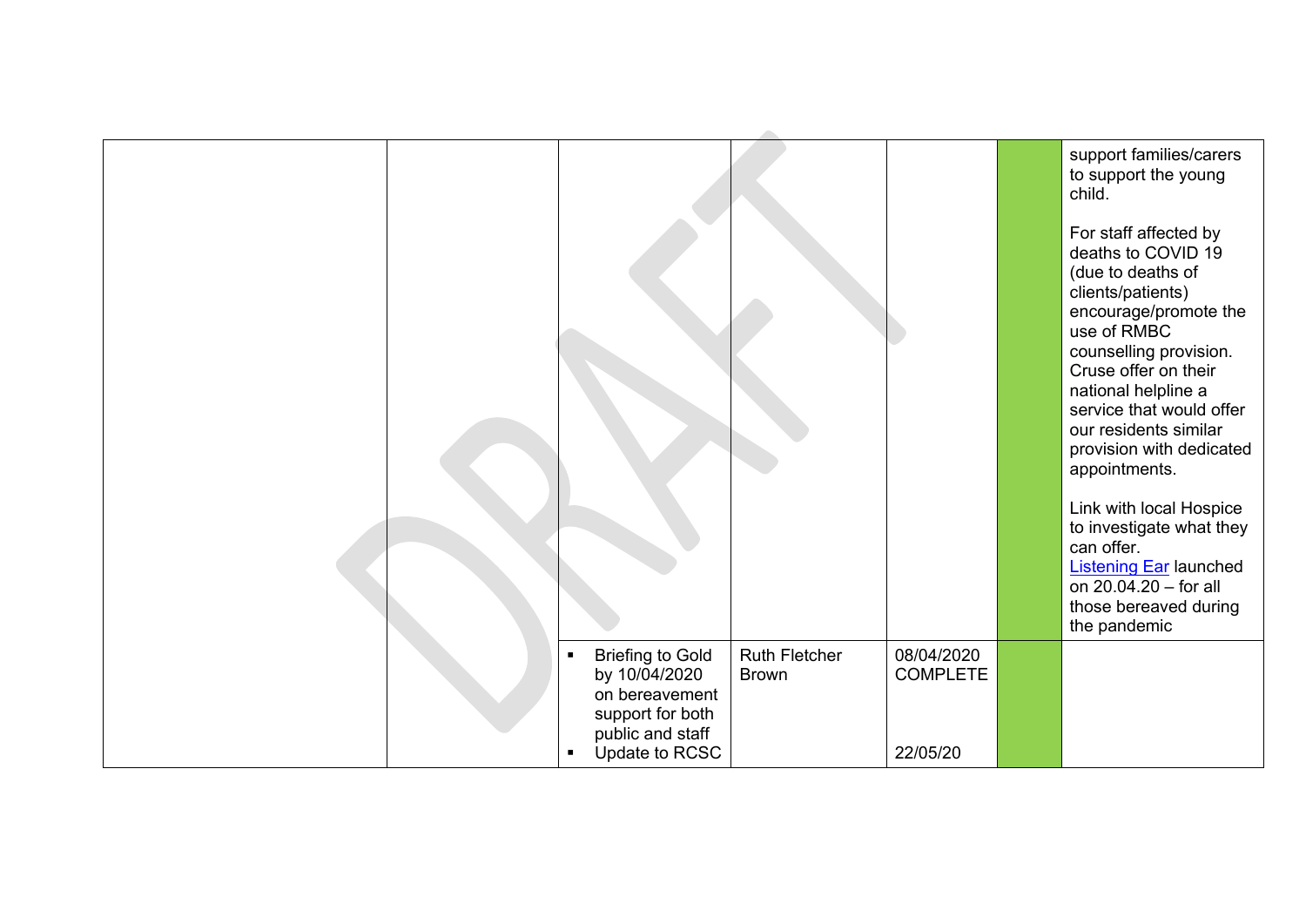| | | | | | | |
|---|---|---|---|---|---|---|
| | | | | | | support families/carers to support the young child.<br><br>For staff affected by deaths to COVID 19 (due to deaths of clients/patients) encourage/promote the use of RMBC counselling provision. Cruse offer on their national helpline a service that would offer our residents similar provision with dedicated appointments.<br><br>Link with local Hospice to investigate what they can offer.<br>Listening Ear launched on 20.04.20 – for all those bereaved during the pandemic |
| | | ▪ Briefing to Gold by 10/04/2020 on bereavement support for both public and staff<br>▪ Update to RCSC | Ruth Fletcher Brown | 08/04/2020 COMPLETE<br><br><br>22/05/20 | | |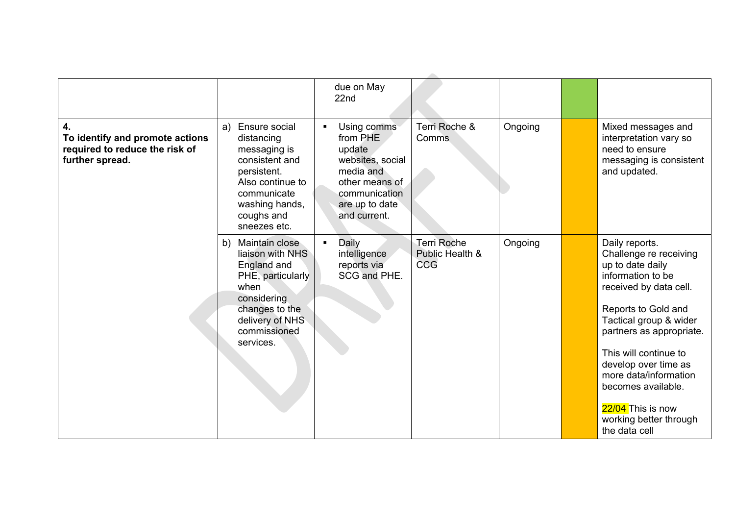| | | | | | | |
|---|---|---|---|---|---|---|
| | | due on May 22nd | | | | |
| **4.**<br>**To identify and promote actions required to reduce the risk of further spread.** | a) Ensure social distancing messaging is consistent and persistent. Also continue to communicate washing hands, coughs and sneezes etc. | ▪ Using comms from PHE update websites, social media and other means of communication are up to date and current. | Terri Roche & Comms | Ongoing | | Mixed messages and interpretation vary so need to ensure messaging is consistent and updated. |
| | b) Maintain close liaison with NHS England and PHE, particularly when considering changes to the delivery of NHS commissioned services. | ▪ Daily intelligence reports via SCG and PHE. | Terri Roche Public Health & CCG | Ongoing | | Daily reports. Challenge re receiving up to date daily information to be received by data cell.<br><br>Reports to Gold and Tactical group & wider partners as appropriate.<br><br>This will continue to develop over time as more data/information becomes available.<br><br>22/04 This is now working better through the data cell |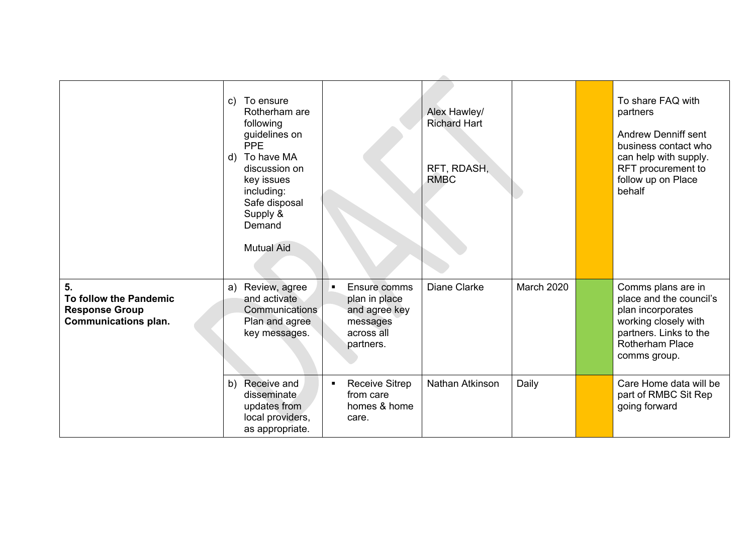|  |  |  |  |  |  |  |
|---|---|---|---|---|---|---|
|  | c) To ensure Rotherham are following guidelines on PPE<br>d) To have MA discussion on key issues including:<br>Safe disposal<br>Supply & Demand<br><br>Mutual Aid |  | Alex Hawley/ Richard Hart<br><br>RFT, RDASH, RMBC |  |  | To share FAQ with partners<br><br>Andrew Denniff sent business contact who can help with supply. RFT procurement to follow up on Place behalf |
| **5. To follow the Pandemic Response Group Communications plan.** | a) Review, agree and activate Communications Plan and agree key messages. | ▪ Ensure comms plan in place and agree key messages across all partners. | Diane Clarke | March 2020 |  | Comms plans are in place and the council's plan incorporates working closely with partners. Links to the Rotherham Place comms group. |
|  | b) Receive and disseminate updates from local providers, as appropriate. | ▪ Receive Sitrep from care homes & home care. | Nathan Atkinson | Daily |  | Care Home data will be part of RMBC Sit Rep going forward |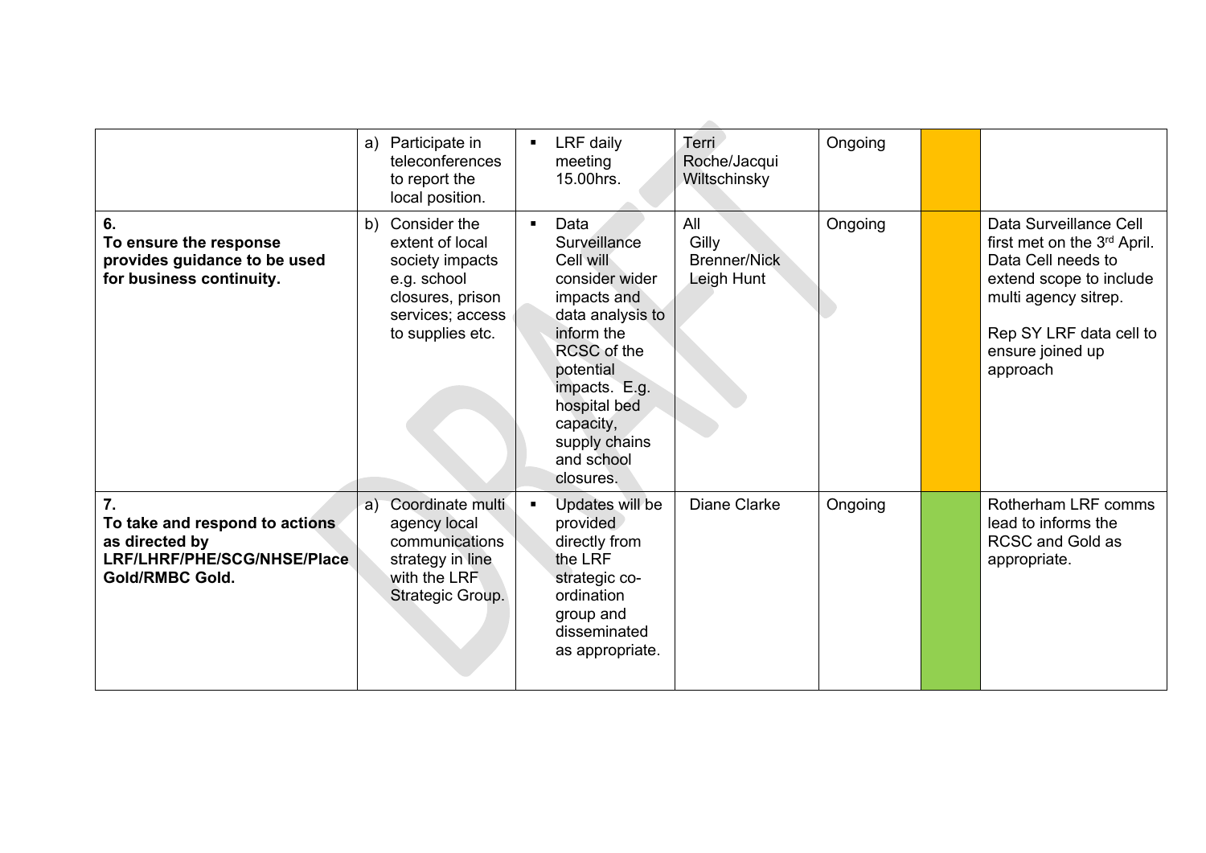| | | | | | | |
|---|---|---|---|---|---|---|
| | a) Participate in teleconferences to report the local position. | ▪ LRF daily meeting 15.00hrs. | Terri Roche/Jacqui Wiltschinsky | Ongoing | | |
| **6. To ensure the response provides guidance to be used for business continuity.** | b) Consider the extent of local society impacts e.g. school closures, prison services; access to supplies etc. | ▪ Data Surveillance Cell will consider wider impacts and data analysis to inform the RCSC of the potential impacts. E.g. hospital bed capacity, supply chains and school closures. | All Gilly Brenner/Nick Leigh Hunt | Ongoing | | Data Surveillance Cell first met on the 3rd April. Data Cell needs to extend scope to include multi agency sitrep. Rep SY LRF data cell to ensure joined up approach |
| **7. To take and respond to actions as directed by LRF/LHRF/PHE/SCG/NHSE/Place Gold/RMBC Gold.** | a) Coordinate multi agency local communications strategy in line with the LRF Strategic Group. | ▪ Updates will be provided directly from the LRF strategic co-ordination group and disseminated as appropriate. | Diane Clarke | Ongoing | | Rotherham LRF comms lead to informs the RCSC and Gold as appropriate. |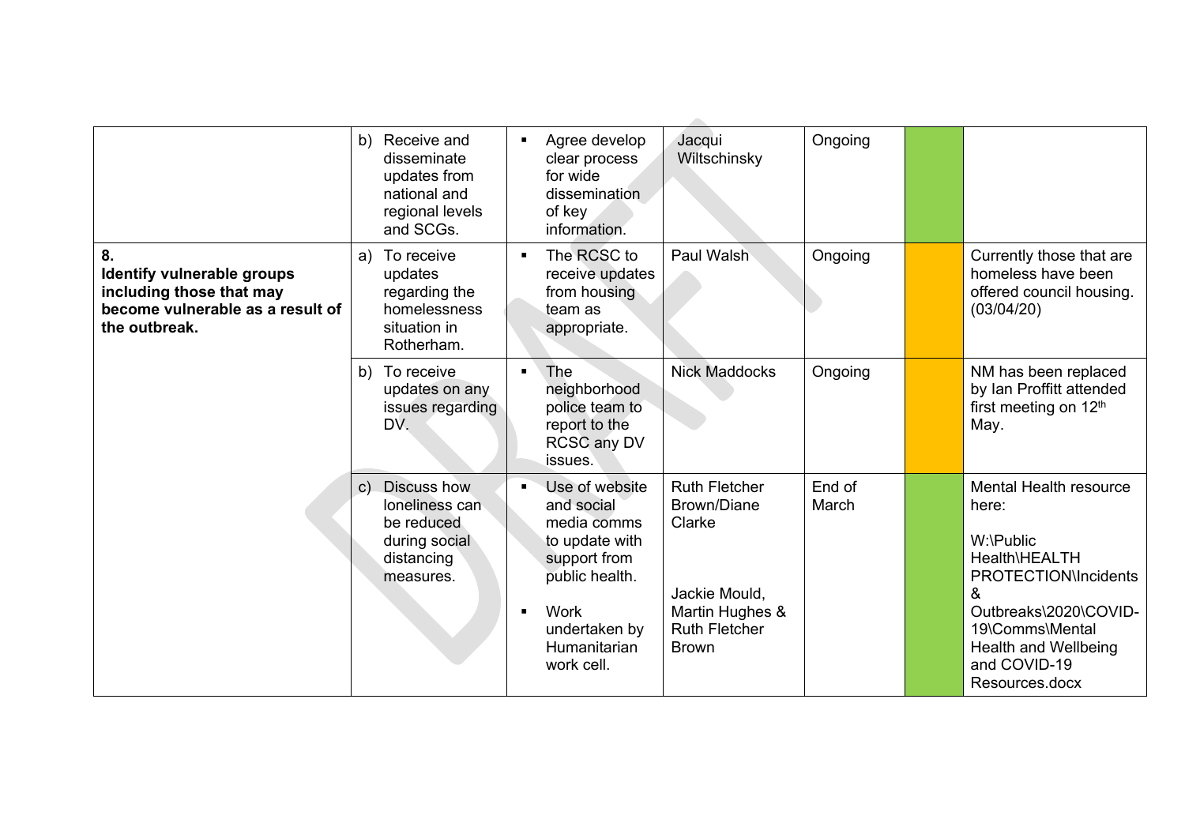| | | | | | | |
|---|---|---|---|---|---|---|
| | b) Receive and disseminate updates from national and regional levels and SCGs. | ▪ Agree develop clear process for wide dissemination of key information. | Jacqui Wiltschinsky | Ongoing | | |
| **8. Identify vulnerable groups including those that may become vulnerable as a result of the outbreak.** | a) To receive updates regarding the homelessness situation in Rotherham. | ▪ The RCSC to receive updates from housing team as appropriate. | Paul Walsh | Ongoing | | Currently those that are homeless have been offered council housing. (03/04/20) |
| | b) To receive updates on any issues regarding DV. | ▪ The neighborhood police team to report to the RCSC any DV issues. | Nick Maddocks | Ongoing | | NM has been replaced by Ian Proffitt attended first meeting on 12th May. |
| | c) Discuss how loneliness can be reduced during social distancing measures. | ▪ Use of website and social media comms to update with support from public health.<br>▪ Work undertaken by Humanitarian work cell. | Ruth Fletcher Brown/Diane Clarke<br><br>Jackie Mould, Martin Hughes & Ruth Fletcher Brown | End of March | | Mental Health resource here:<br><br>W:\Public Health\HEALTH PROTECTION\Incidents & Outbreaks\2020\COVID-19\Comms\Mental Health and Wellbeing and COVID-19 Resources.docx |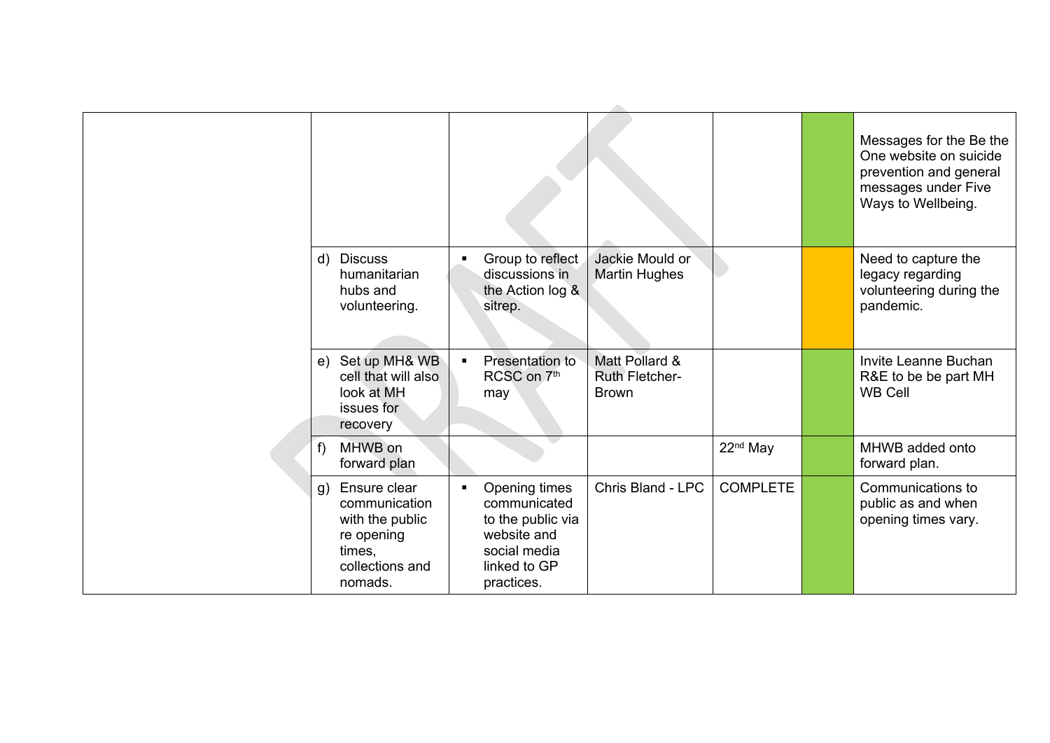| | | | | | | |
|---|---|---|---|---|---|---|
| | | | | | | Messages for the Be the One website on suicide prevention and general messages under Five Ways to Wellbeing. |
| | d) Discuss humanitarian hubs and volunteering. | ▪ Group to reflect discussions in the Action log & sitrep. | Jackie Mould or Martin Hughes | | | Need to capture the legacy regarding volunteering during the pandemic. |
| | e) Set up MH& WB cell that will also look at MH issues for recovery | ▪ Presentation to RCSC on 7th may | Matt Pollard & Ruth Fletcher-Brown | | | Invite Leanne Buchan R&E to be part MH WB Cell |
| | f) MHWB on forward plan | | | 22nd May | | MHWB added onto forward plan. |
| | g) Ensure clear communication with the public re opening times, collections and nomads. | ▪ Opening times communicated to the public via website and social media linked to GP practices. | Chris Bland - LPC | COMPLETE | | Communications to public as and when opening times vary. |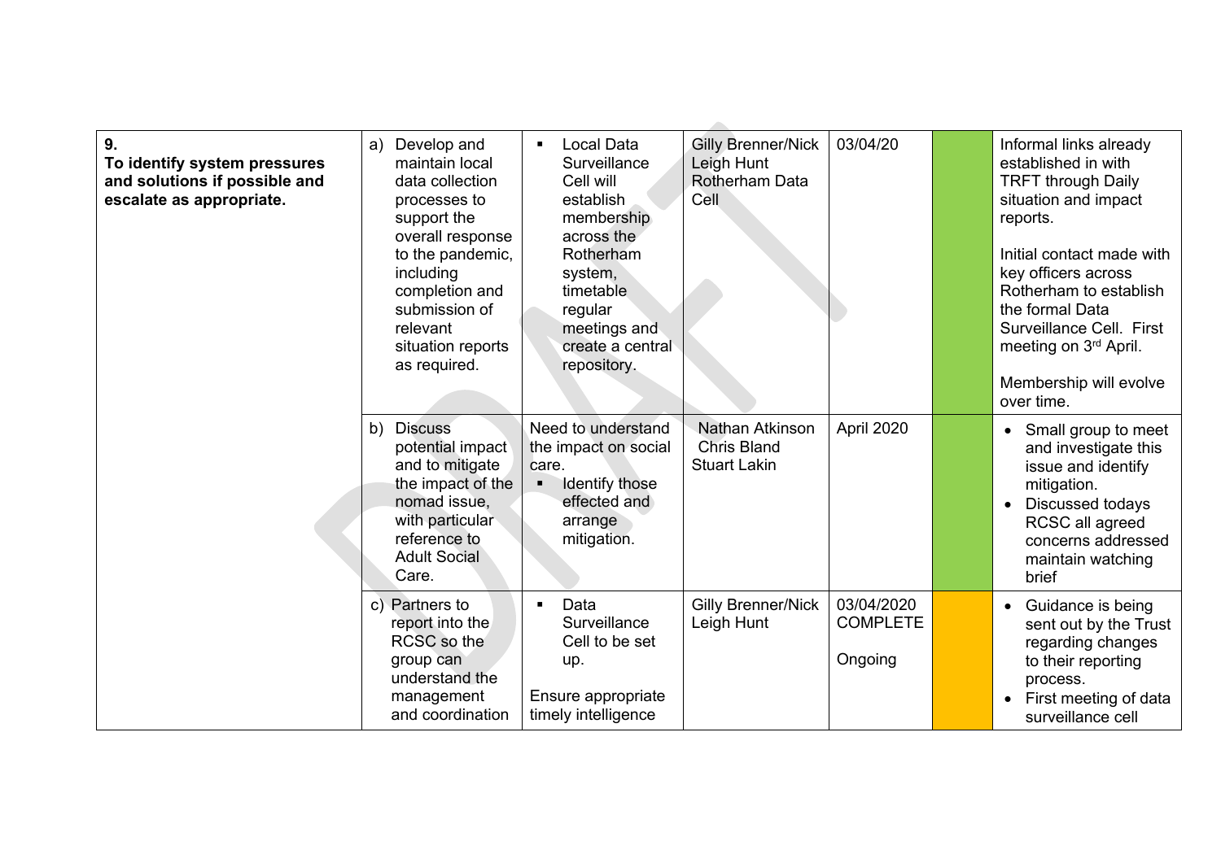| | | | | | | |
|---|---|---|---|---|---|---|
| **9.** **To identify system pressures and solutions if possible and escalate as appropriate.** | a) Develop and maintain local data collection processes to support the overall response to the pandemic, including completion and submission of relevant situation reports as required. | ▪ Local Data Surveillance Cell will establish membership across the Rotherham system, timetable regular meetings and create a central repository. | Gilly Brenner/Nick Leigh Hunt Rotherham Data Cell | 03/04/20 | | Informal links already established in with TRFT through Daily situation and impact reports.<br><br>Initial contact made with key officers across Rotherham to establish the formal Data Surveillance Cell. First meeting on 3rd April.<br><br>Membership will evolve over time. |
| | b) Discuss potential impact and to mitigate the impact of the nomad issue, with particular reference to Adult Social Care. | Need to understand the impact on social care.<br>▪ Identify those effected and arrange mitigation. | Nathan Atkinson Chris Bland Stuart Lakin | April 2020 | | • Small group to meet and investigate this issue and identify mitigation.<br>• Discussed todays RCSC all agreed concerns addressed maintain watching brief |
| | c) Partners to report into the RCSC so the group can understand the management and coordination | ▪ Data Surveillance Cell to be set up.<br><br>Ensure appropriate timely intelligence | Gilly Brenner/Nick Leigh Hunt | 03/04/2020 COMPLETE<br><br>Ongoing | | • Guidance is being sent out by the Trust regarding changes to their reporting process.<br>• First meeting of data surveillance cell |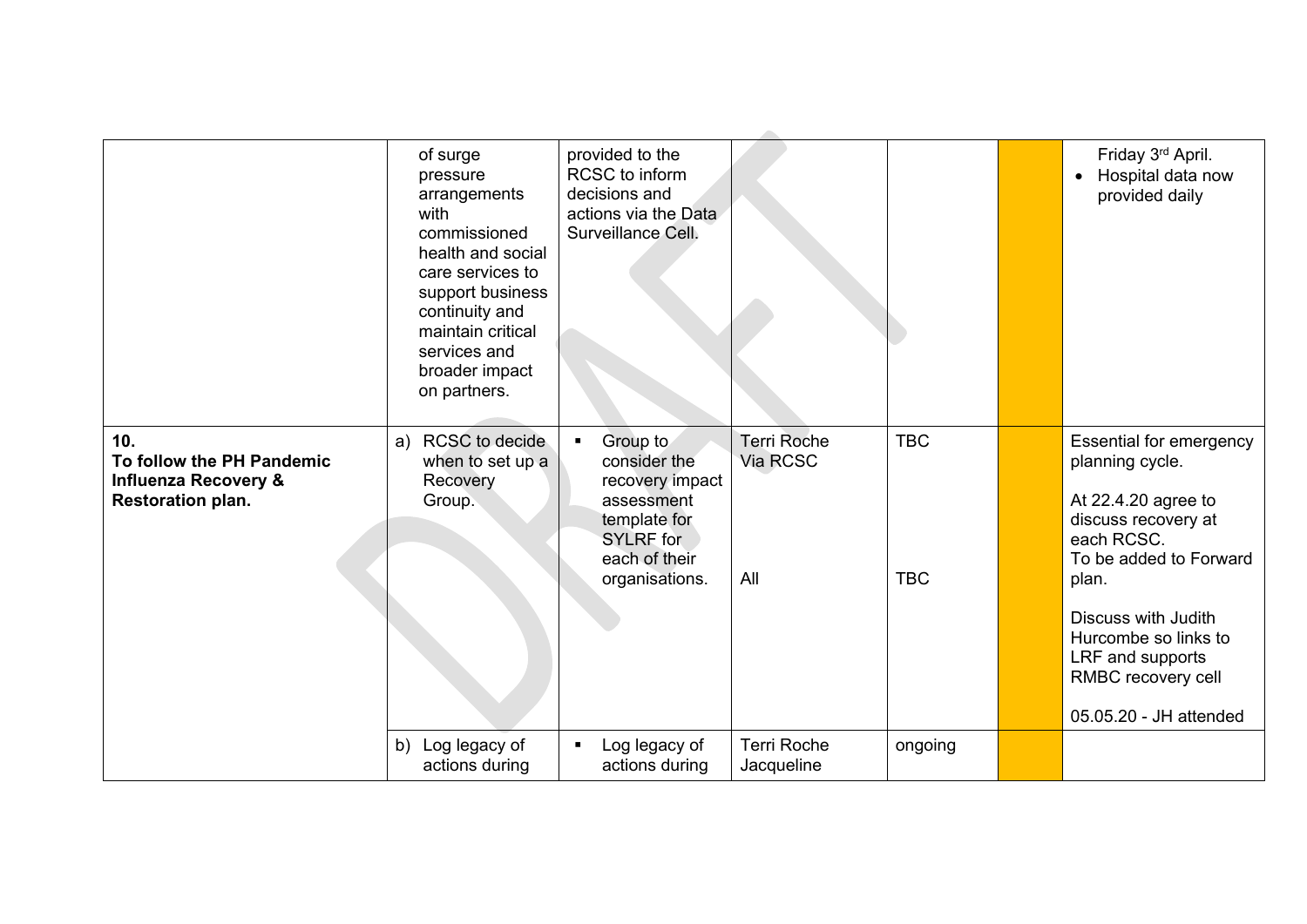| | | | | | | |
|---|---|---|---|---|---|---|
| | of surge pressure arrangements with commissioned health and social care services to support business continuity and maintain critical services and broader impact on partners. | provided to the RCSC to inform decisions and actions via the Data Surveillance Cell. | | | | Friday 3rd April.<br>• Hospital data now provided daily |
| **10.**<br>**To follow the PH Pandemic Influenza Recovery & Restoration plan.** | a) RCSC to decide when to set up a Recovery Group. | ▪ Group to consider the recovery impact assessment template for SYLRF for each of their organisations. | Terri Roche Via RCSC<br><br>All | TBC<br><br>TBC | | Essential for emergency planning cycle.<br><br>At 22.4.20 agree to discuss recovery at each RCSC.<br>To be added to Forward plan.<br><br>Discuss with Judith Hurcombe so links to LRF and supports RMBC recovery cell<br><br>05.05.20 - JH attended |
| | b) Log legacy of actions during | ▪ Log legacy of actions during | Terri Roche Jacqueline | ongoing | | |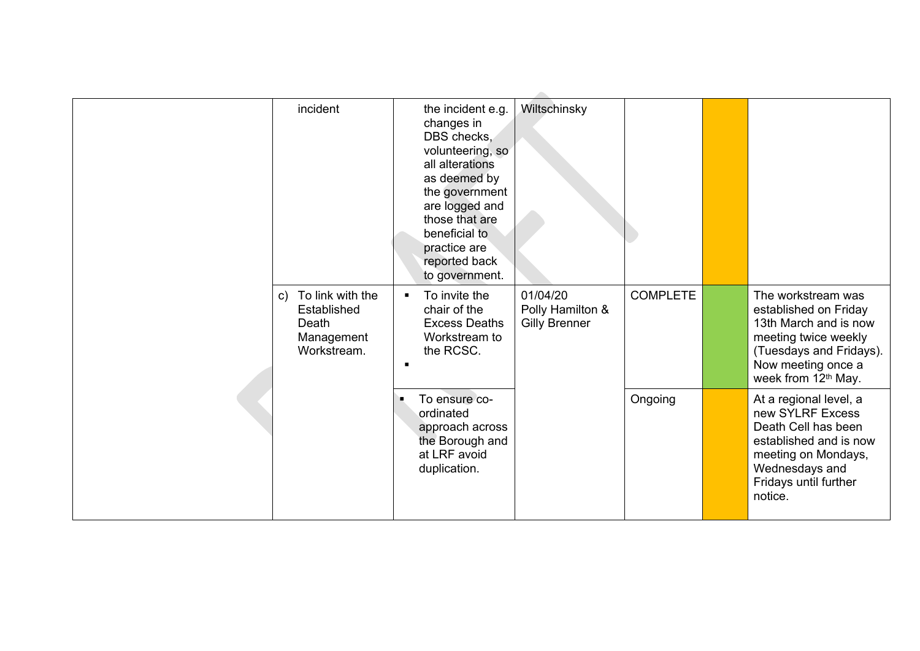| | | | | | | |
|---|---|---|---|---|---|---|
| | incident | the incident e.g. changes in DBS checks, volunteering, so all alterations as deemed by the government are logged and those that are beneficial to practice are reported back to government. | Wiltschinsky | | | |
| | c) To link with the Established Death Management Workstream. | ▪ To invite the chair of the Excess Deaths Workstream to the RCSC. ▪ | 01/04/20 Polly Hamilton & Gilly Brenner | COMPLETE | | The workstream was established on Friday 13th March and is now meeting twice weekly (Tuesdays and Fridays). Now meeting once a week from 12th May. |
| | | ▪ To ensure co-ordinated approach across the Borough and at LRF avoid duplication. | | Ongoing | | At a regional level, a new SYLRF Excess Death Cell has been established and is now meeting on Mondays, Wednesdays and Fridays until further notice. |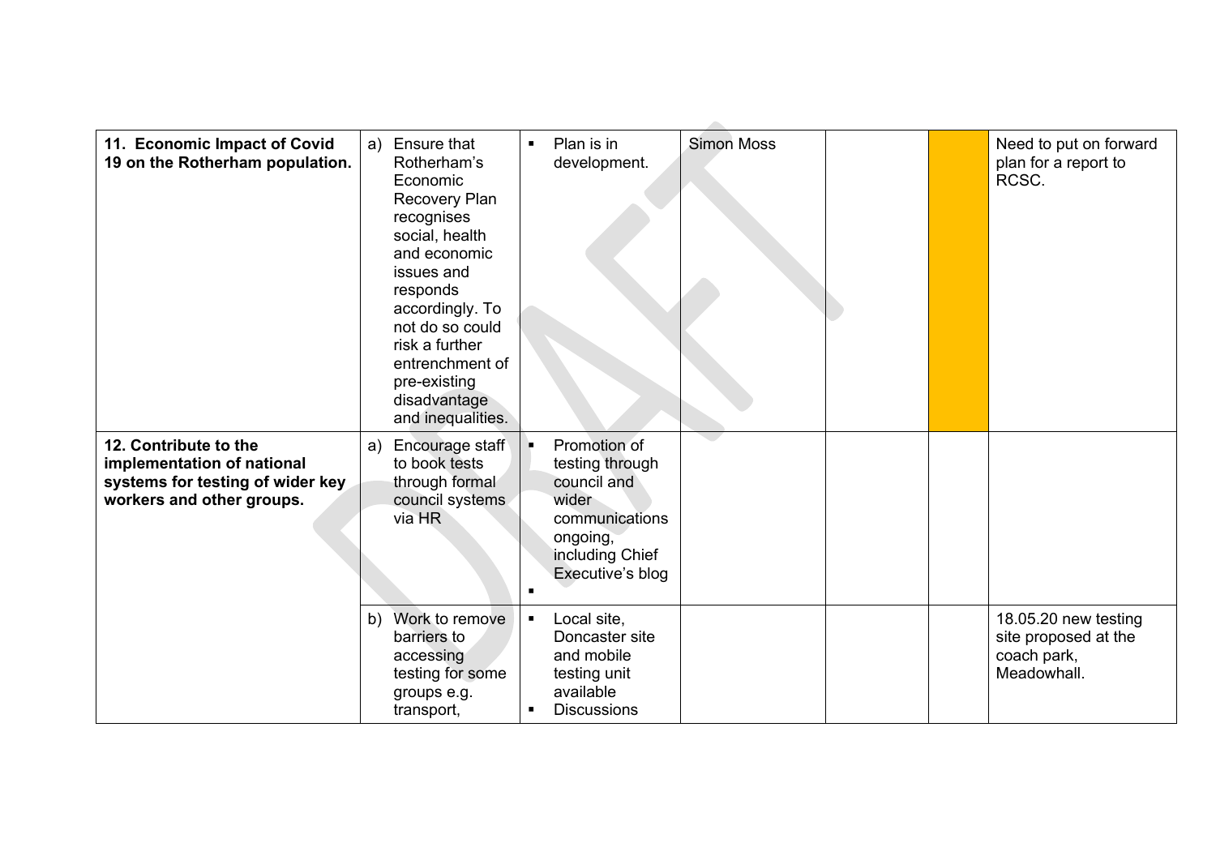| | | | | | | |
|---|---|---|---|---|---|---|
| **11. Economic Impact of Covid 19 on the Rotherham population.** | a) Ensure that Rotherham's Economic Recovery Plan recognises social, health and economic issues and responds accordingly. To not do so could risk a further entrenchment of pre-existing disadvantage and inequalities. | ▪ Plan is in development. | Simon Moss | | | Need to put on forward plan for a report to RCSC. |
| **12. Contribute to the implementation of national systems for testing of wider key workers and other groups.** | a) Encourage staff to book tests through formal council systems via HR | ▪ Promotion of testing through council and wider communications ongoing, including Chief Executive's blog<br>▪ | | | | |
| | b) Work to remove barriers to accessing testing for some groups e.g. transport, | ▪ Local site, Doncaster site and mobile testing unit available<br>▪ Discussions | | | | 18.05.20 new testing site proposed at the coach park, Meadowhall. |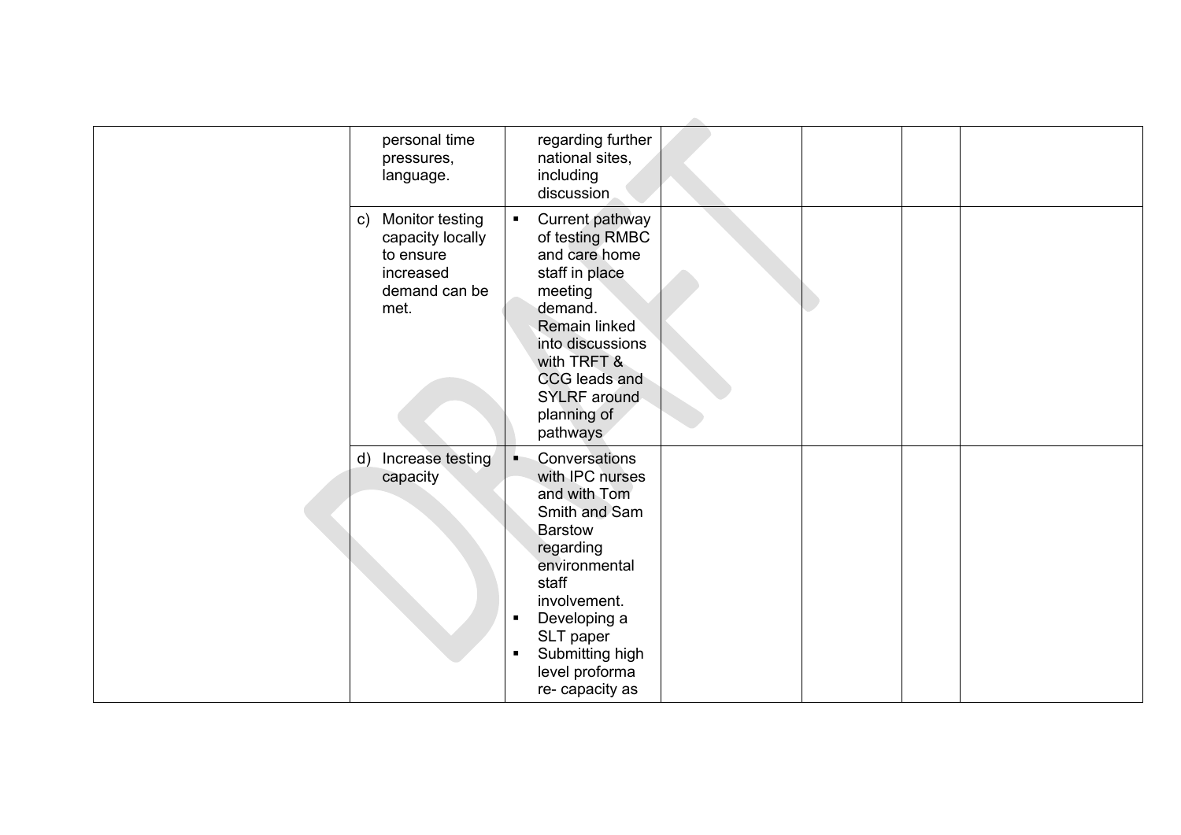| | | | | | | |
|---|---|---|---|---|---|---|
| | personal time pressures, language. | regarding further national sites, including discussion | | | | |
| | c) Monitor testing capacity locally to ensure increased demand can be met. | ▪ Current pathway of testing RMBC and care home staff in place meeting demand. Remain linked into discussions with TRFT & CCG leads and SYLRF around planning of pathways | | | | |
| | d) Increase testing capacity | ▪ Conversations with IPC nurses and with Tom Smith and Sam Barstow regarding environmental staff involvement.<br>▪ Developing a SLT paper<br>▪ Submitting high level proforma re- capacity as | | | | |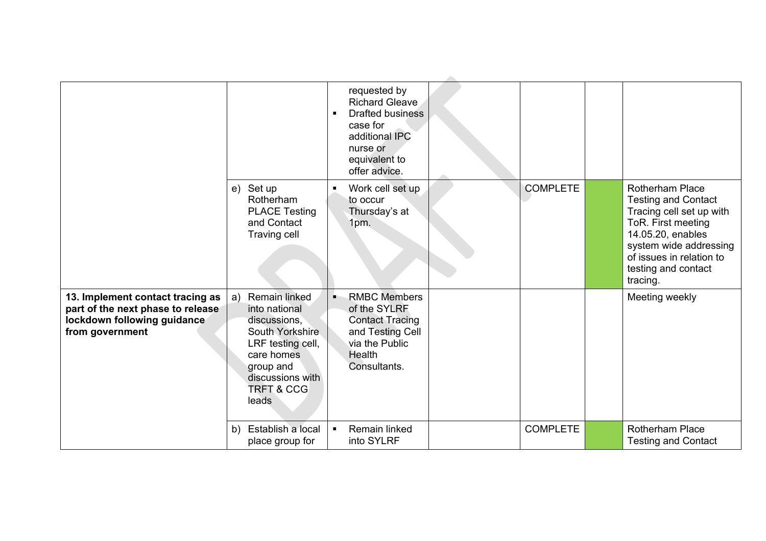| | | | | | | |
|---|---|---|---|---|---|---|
| | | ▪ requested by Richard Gleave<br>▪ Drafted business case for additional IPC nurse or equivalent to offer advice. | | | | |
| | e) Set up Rotherham PLACE Testing and Contact Traving cell | ▪ Work cell set up to occur Thursday's at 1pm. | | COMPLETE | | Rotherham Place Testing and Contact Tracing cell set up with ToR. First meeting 14.05.20, enables system wide addressing of issues in relation to testing and contact tracing. |
| **13. Implement contact tracing as part of the next phase to release lockdown following guidance from government** | a) Remain linked into national discussions, South Yorkshire LRF testing cell, care homes group and discussions with TRFT & CCG leads | ▪ RMBC Members of the SYLRF Contact Tracing and Testing Cell via the Public Health Consultants. | | | | Meeting weekly |
| | b) Establish a local place group for | ▪ Remain linked into SYLRF | | COMPLETE | | Rotherham Place Testing and Contact |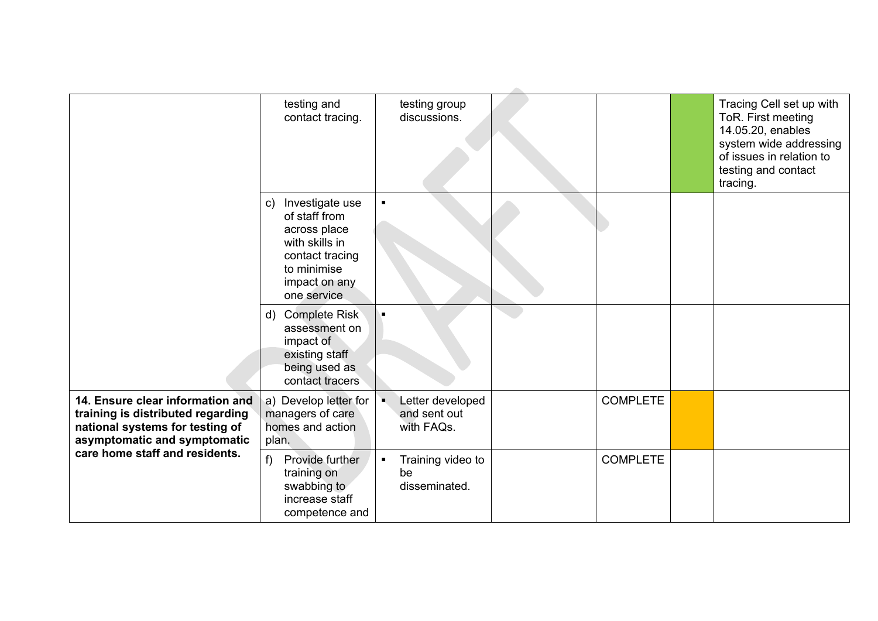| | | | | | | |
|---|---|---|---|---|---|---|
| | testing and contact tracing. | testing group discussions. | | | | Tracing Cell set up with ToR. First meeting 14.05.20, enables system wide addressing of issues in relation to testing and contact tracing. |
| | c) Investigate use of staff from across place with skills in contact tracing to minimise impact on any one service | ▪ | | | | |
| | d) Complete Risk assessment on impact of existing staff being used as contact tracers | ▪ | | | | |
| **14. Ensure clear information and training is distributed regarding national systems for testing of asymptomatic and symptomatic care home staff and residents.** | a) Develop letter for managers of care homes and action plan. | ▪ Letter developed and sent out with FAQs. | | COMPLETE | | |
| | f) Provide further training on swabbing to increase staff competence and | ▪ Training video to be disseminated. | | COMPLETE | | |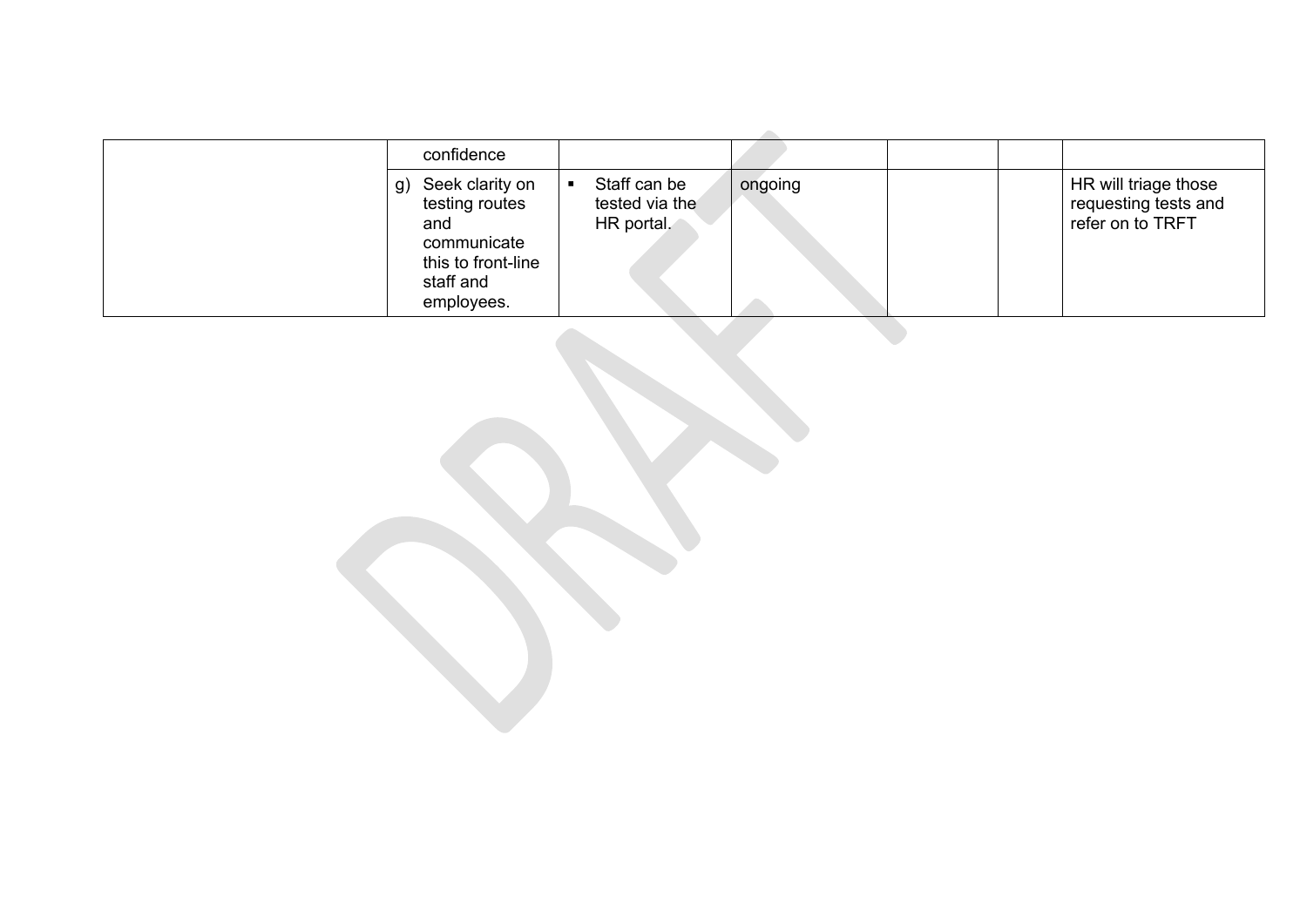| | | | | | | |
|---|---|---|---|---|---|---|
| | confidence | | | | | |
| | g) Seek clarity on testing routes and communicate this to front-line staff and employees. | ▪ Staff can be tested via the HR portal. | ongoing | | | HR will triage those requesting tests and refer on to TRFT |